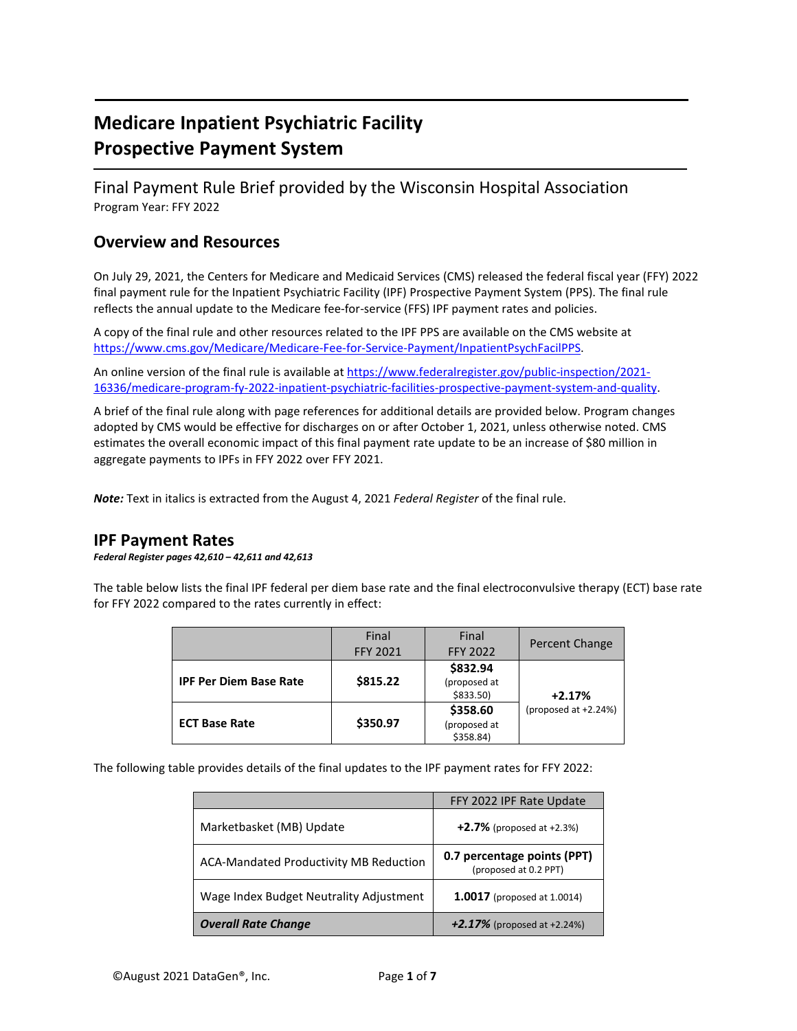# Medicare Inpatient Psychiatric Facility Prospective Payment System

Final Payment Rule Brief provided by the Wisconsin Hospital Association

Program Year: FFY 2022

## Overview and Resources

On July 29, 2021, the Centers for Medicare and Medicaid Services (CMS) released the federal fiscal year (FFY) 2022 final payment rule for the Inpatient Psychiatric Facility (IPF) Prospective Payment System (PPS). The final rule reflects the annual update to the Medicare fee-for-service (FFS) IPF payment rates and policies.

A copy of the final rule and other resources related to the IPF PPS are available on the CMS website at https://www.cms.gov/Medicare/Medicare-Fee-for-Service-Payment/InpatientPsychFacilPPS.

An online version of the final rule is available at https://www.federalregister.gov/public-inspection/2021-16336/medicare-program-fy-2022-inpatient-psychiatric-facilities-prospective-payment-system-and-quality.

A brief of the final rule along with page references for additional details are provided below. Program changes adopted by CMS would be effective for discharges on or after October 1, 2021, unless otherwise noted. CMS estimates the overall economic impact of this final payment rate update to be an increase of $80 million in aggregate payments to IPFs in FFY 2022 over FFY 2021.

***Note:*** Text in italics is extracted from the August 4, 2021 *Federal Register* of the final rule.

## IPF Payment Rates

***Federal Register pages 42,610 – 42,611 and 42,613***

The table below lists the final IPF federal per diem base rate and the final electroconvulsive therapy (ECT) base rate for FFY 2022 compared to the rates currently in effect:

| | Final FFY 2021 | Final FFY 2022 | Percent Change |
|---|---|---|---|
| **IPF Per Diem Base Rate** | **$815.22** | **$832.94** (proposed at $833.50) | **+2.17%** (proposed at +2.24%) |
| **ECT Base Rate** | **$350.97** | **$358.60** (proposed at $358.84) | |

The following table provides details of the final updates to the IPF payment rates for FFY 2022:

| | FFY 2022 IPF Rate Update |
|---|---|
| Marketbasket (MB) Update | **+2.7%** (proposed at +2.3%) |
| ACA-Mandated Productivity MB Reduction | **0.7 percentage points (PPT)** (proposed at 0.2 PPT) |
| Wage Index Budget Neutrality Adjustment | **1.0017** (proposed at 1.0014) |
| ***Overall Rate Change*** | ***+2.17%*** (proposed at +2.24%) |

©August 2021 DataGen®, Inc.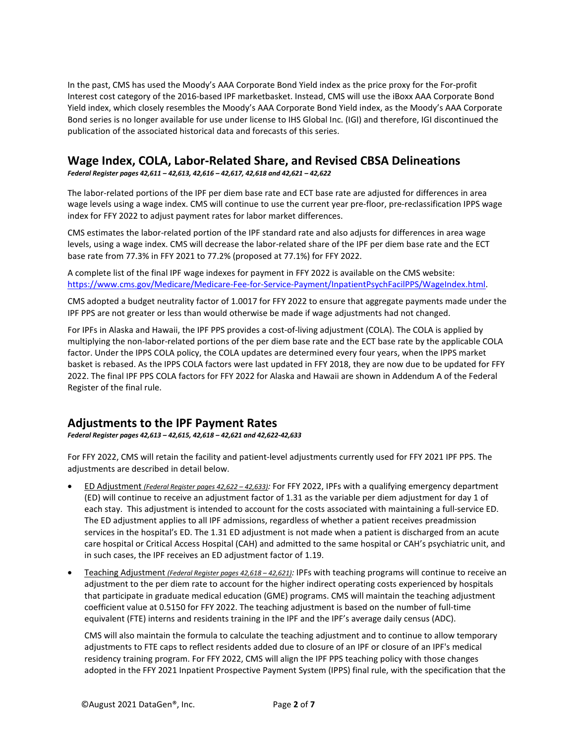In the past, CMS has used the Moody's AAA Corporate Bond Yield index as the price proxy for the For-profit Interest cost category of the 2016-based IPF marketbasket. Instead, CMS will use the iBoxx AAA Corporate Bond Yield index, which closely resembles the Moody's AAA Corporate Bond Yield index, as the Moody's AAA Corporate Bond series is no longer available for use under license to IHS Global Inc. (IGI) and therefore, IGI discontinued the publication of the associated historical data and forecasts of this series.

## Wage Index, COLA, Labor-Related Share, and Revised CBSA Delineations

***Federal Register pages 42,611 – 42,613, 42,616 – 42,617, 42,618 and 42,621 – 42,622***

The labor-related portions of the IPF per diem base rate and ECT base rate are adjusted for differences in area wage levels using a wage index. CMS will continue to use the current year pre-floor, pre-reclassification IPPS wage index for FFY 2022 to adjust payment rates for labor market differences.

CMS estimates the labor-related portion of the IPF standard rate and also adjusts for differences in area wage levels, using a wage index. CMS will decrease the labor-related share of the IPF per diem base rate and the ECT base rate from 77.3% in FFY 2021 to 77.2% (proposed at 77.1%) for FFY 2022.

A complete list of the final IPF wage indexes for payment in FFY 2022 is available on the CMS website: https://www.cms.gov/Medicare/Medicare-Fee-for-Service-Payment/InpatientPsychFacilPPS/WageIndex.html.

CMS adopted a budget neutrality factor of 1.0017 for FFY 2022 to ensure that aggregate payments made under the IPF PPS are not greater or less than would otherwise be made if wage adjustments had not changed.

For IPFs in Alaska and Hawaii, the IPF PPS provides a cost-of-living adjustment (COLA). The COLA is applied by multiplying the non-labor-related portions of the per diem base rate and the ECT base rate by the applicable COLA factor. Under the IPPS COLA policy, the COLA updates are determined every four years, when the IPPS market basket is rebased. As the IPPS COLA factors were last updated in FFY 2018, they are now due to be updated for FFY 2022. The final IPF PPS COLA factors for FFY 2022 for Alaska and Hawaii are shown in Addendum A of the Federal Register of the final rule.

## Adjustments to the IPF Payment Rates

***Federal Register pages 42,613 – 42,615, 42,618 – 42,621 and 42,622-42,633***

For FFY 2022, CMS will retain the facility and patient-level adjustments currently used for FFY 2021 IPF PPS. The adjustments are described in detail below.

- ED Adjustment *(Federal Register pages 42,622 – 42,633)*: For FFY 2022, IPFs with a qualifying emergency department (ED) will continue to receive an adjustment factor of 1.31 as the variable per diem adjustment for day 1 of each stay. This adjustment is intended to account for the costs associated with maintaining a full-service ED. The ED adjustment applies to all IPF admissions, regardless of whether a patient receives preadmission services in the hospital's ED. The 1.31 ED adjustment is not made when a patient is discharged from an acute care hospital or Critical Access Hospital (CAH) and admitted to the same hospital or CAH's psychiatric unit, and in such cases, the IPF receives an ED adjustment factor of 1.19.
- Teaching Adjustment *(Federal Register pages 42,618 – 42,621)*: IPFs with teaching programs will continue to receive an adjustment to the per diem rate to account for the higher indirect operating costs experienced by hospitals that participate in graduate medical education (GME) programs. CMS will maintain the teaching adjustment coefficient value at 0.5150 for FFY 2022. The teaching adjustment is based on the number of full-time equivalent (FTE) interns and residents training in the IPF and the IPF's average daily census (ADC).

  CMS will also maintain the formula to calculate the teaching adjustment and to continue to allow temporary adjustments to FTE caps to reflect residents added due to closure of an IPF or closure of an IPF's medical residency training program. For FFY 2022, CMS will align the IPF PPS teaching policy with those changes adopted in the FFY 2021 Inpatient Prospective Payment System (IPPS) final rule, with the specification that the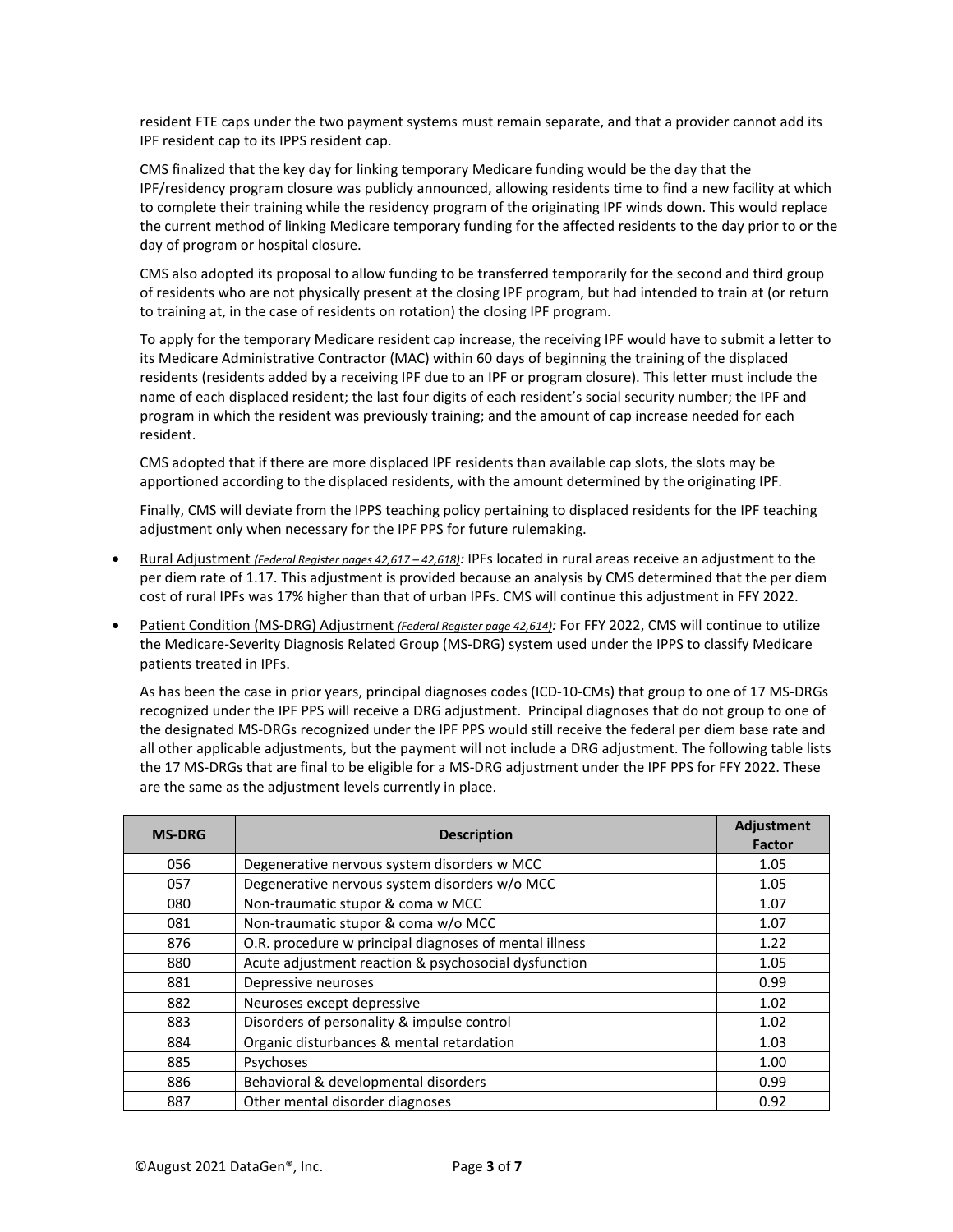resident FTE caps under the two payment systems must remain separate, and that a provider cannot add its IPF resident cap to its IPPS resident cap.

CMS finalized that the key day for linking temporary Medicare funding would be the day that the IPF/residency program closure was publicly announced, allowing residents time to find a new facility at which to complete their training while the residency program of the originating IPF winds down. This would replace the current method of linking Medicare temporary funding for the affected residents to the day prior to or the day of program or hospital closure.

CMS also adopted its proposal to allow funding to be transferred temporarily for the second and third group of residents who are not physically present at the closing IPF program, but had intended to train at (or return to training at, in the case of residents on rotation) the closing IPF program.

To apply for the temporary Medicare resident cap increase, the receiving IPF would have to submit a letter to its Medicare Administrative Contractor (MAC) within 60 days of beginning the training of the displaced residents (residents added by a receiving IPF due to an IPF or program closure). This letter must include the name of each displaced resident; the last four digits of each resident's social security number; the IPF and program in which the resident was previously training; and the amount of cap increase needed for each resident.

CMS adopted that if there are more displaced IPF residents than available cap slots, the slots may be apportioned according to the displaced residents, with the amount determined by the originating IPF.

Finally, CMS will deviate from the IPPS teaching policy pertaining to displaced residents for the IPF teaching adjustment only when necessary for the IPF PPS for future rulemaking.

- Rural Adjustment *(Federal Register pages 42,617 – 42,618)*: IPFs located in rural areas receive an adjustment to the per diem rate of 1.17. This adjustment is provided because an analysis by CMS determined that the per diem cost of rural IPFs was 17% higher than that of urban IPFs. CMS will continue this adjustment in FFY 2022.

- Patient Condition (MS-DRG) Adjustment *(Federal Register page 42,614)*: For FFY 2022, CMS will continue to utilize the Medicare-Severity Diagnosis Related Group (MS-DRG) system used under the IPPS to classify Medicare patients treated in IPFs.

  As has been the case in prior years, principal diagnoses codes (ICD-10-CMs) that group to one of 17 MS-DRGs recognized under the IPF PPS will receive a DRG adjustment. Principal diagnoses that do not group to one of the designated MS-DRGs recognized under the IPF PPS would still receive the federal per diem base rate and all other applicable adjustments, but the payment will not include a DRG adjustment. The following table lists the 17 MS-DRGs that are final to be eligible for a MS-DRG adjustment under the IPF PPS for FFY 2022. These are the same as the adjustment levels currently in place.

| MS-DRG | Description | Adjustment Factor |
|---|---|---|
| 056 | Degenerative nervous system disorders w MCC | 1.05 |
| 057 | Degenerative nervous system disorders w/o MCC | 1.05 |
| 080 | Non-traumatic stupor & coma w MCC | 1.07 |
| 081 | Non-traumatic stupor & coma w/o MCC | 1.07 |
| 876 | O.R. procedure w principal diagnoses of mental illness | 1.22 |
| 880 | Acute adjustment reaction & psychosocial dysfunction | 1.05 |
| 881 | Depressive neuroses | 0.99 |
| 882 | Neuroses except depressive | 1.02 |
| 883 | Disorders of personality & impulse control | 1.02 |
| 884 | Organic disturbances & mental retardation | 1.03 |
| 885 | Psychoses | 1.00 |
| 886 | Behavioral & developmental disorders | 0.99 |
| 887 | Other mental disorder diagnoses | 0.92 |

©August 2021 DataGen®, Inc.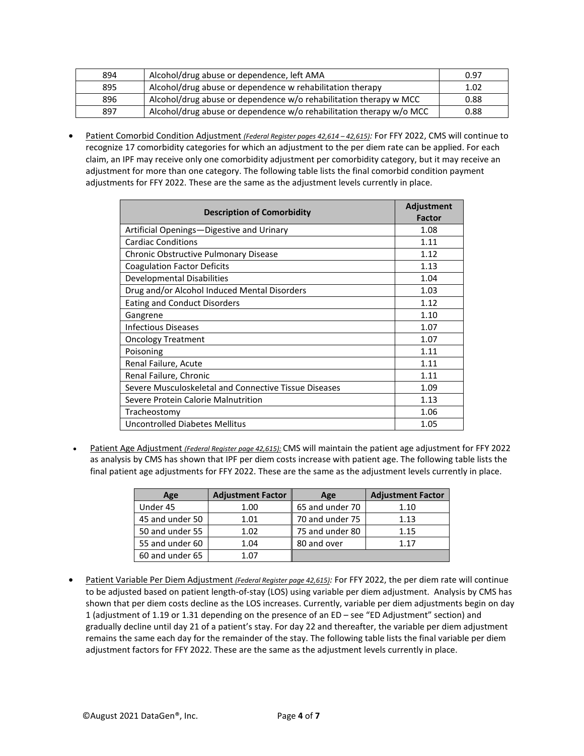| 894 | Alcohol/drug abuse or dependence, left AMA | 0.97 |
|---|---|---|
| 895 | Alcohol/drug abuse or dependence w rehabilitation therapy | 1.02 |
| 896 | Alcohol/drug abuse or dependence w/o rehabilitation therapy w MCC | 0.88 |
| 897 | Alcohol/drug abuse or dependence w/o rehabilitation therapy w/o MCC | 0.88 |

- Patient Comorbid Condition Adjustment *(Federal Register pages 42,614 – 42,615)*: For FFY 2022, CMS will continue to recognize 17 comorbidity categories for which an adjustment to the per diem rate can be applied. For each claim, an IPF may receive only one comorbidity adjustment per comorbidity category, but it may receive an adjustment for more than one category. The following table lists the final comorbid condition payment adjustments for FFY 2022. These are the same as the adjustment levels currently in place.

| Description of Comorbidity | Adjustment Factor |
|---|---|
| Artificial Openings—Digestive and Urinary | 1.08 |
| Cardiac Conditions | 1.11 |
| Chronic Obstructive Pulmonary Disease | 1.12 |
| Coagulation Factor Deficits | 1.13 |
| Developmental Disabilities | 1.04 |
| Drug and/or Alcohol Induced Mental Disorders | 1.03 |
| Eating and Conduct Disorders | 1.12 |
| Gangrene | 1.10 |
| Infectious Diseases | 1.07 |
| Oncology Treatment | 1.07 |
| Poisoning | 1.11 |
| Renal Failure, Acute | 1.11 |
| Renal Failure, Chronic | 1.11 |
| Severe Musculoskeletal and Connective Tissue Diseases | 1.09 |
| Severe Protein Calorie Malnutrition | 1.13 |
| Tracheostomy | 1.06 |
| Uncontrolled Diabetes Mellitus | 1.05 |

- Patient Age Adjustment *(Federal Register page 42,615)*: CMS will maintain the patient age adjustment for FFY 2022 as analysis by CMS has shown that IPF per diem costs increase with patient age. The following table lists the final patient age adjustments for FFY 2022. These are the same as the adjustment levels currently in place.

| Age | Adjustment Factor | Age | Adjustment Factor |
|---|---|---|---|
| Under 45 | 1.00 | 65 and under 70 | 1.10 |
| 45 and under 50 | 1.01 | 70 and under 75 | 1.13 |
| 50 and under 55 | 1.02 | 75 and under 80 | 1.15 |
| 55 and under 60 | 1.04 | 80 and over | 1.17 |
| 60 and under 65 | 1.07 | | |

- Patient Variable Per Diem Adjustment *(Federal Register page 42,615)*: For FFY 2022, the per diem rate will continue to be adjusted based on patient length-of-stay (LOS) using variable per diem adjustment. Analysis by CMS has shown that per diem costs decline as the LOS increases. Currently, variable per diem adjustments begin on day 1 (adjustment of 1.19 or 1.31 depending on the presence of an ED – see "ED Adjustment" section) and gradually decline until day 21 of a patient's stay. For day 22 and thereafter, the variable per diem adjustment remains the same each day for the remainder of the stay. The following table lists the final variable per diem adjustment factors for FFY 2022. These are the same as the adjustment levels currently in place.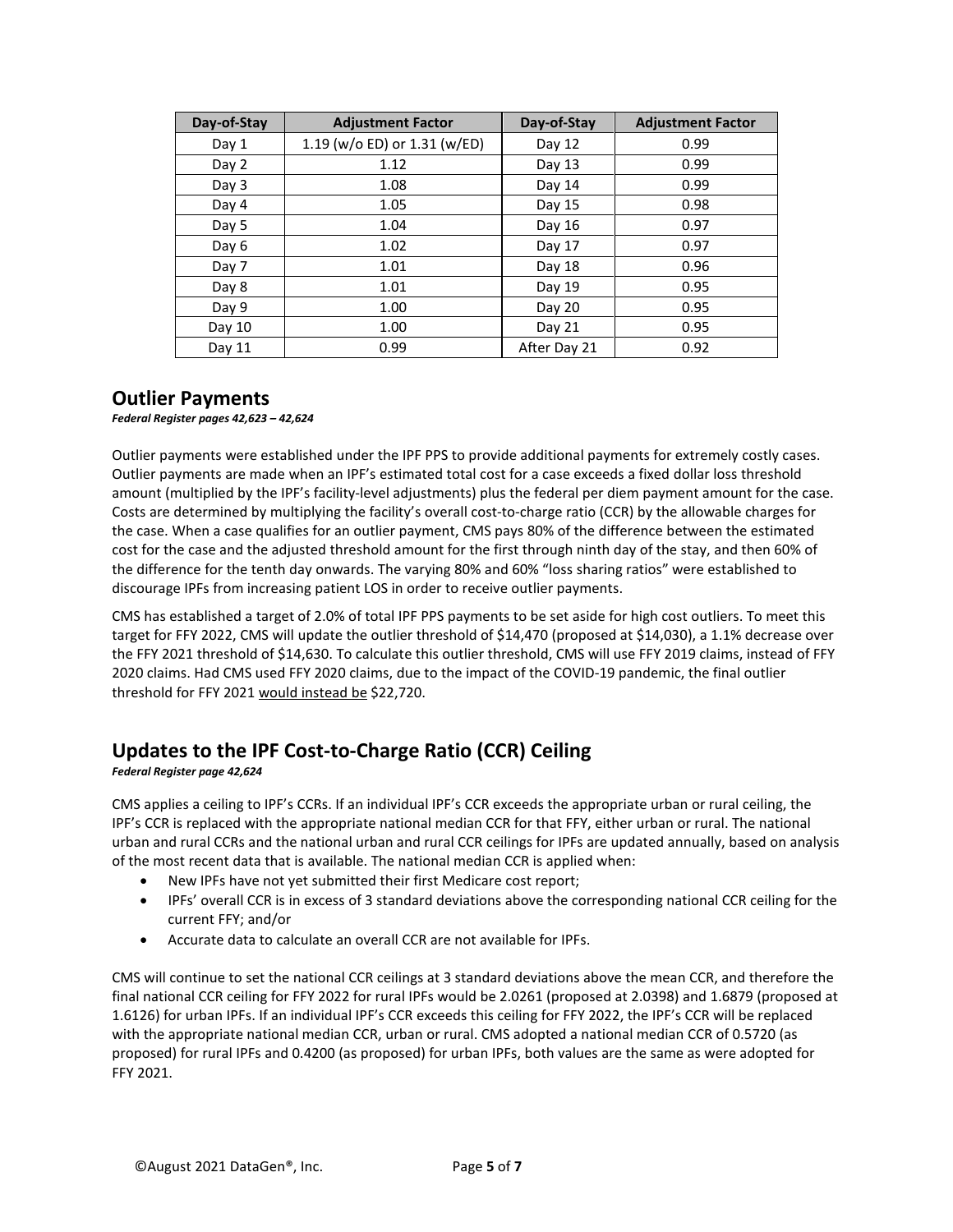| Day-of-Stay | Adjustment Factor | Day-of-Stay | Adjustment Factor |
|---|---|---|---|
| Day 1 | 1.19 (w/o ED) or 1.31 (w/ED) | Day 12 | 0.99 |
| Day 2 | 1.12 | Day 13 | 0.99 |
| Day 3 | 1.08 | Day 14 | 0.99 |
| Day 4 | 1.05 | Day 15 | 0.98 |
| Day 5 | 1.04 | Day 16 | 0.97 |
| Day 6 | 1.02 | Day 17 | 0.97 |
| Day 7 | 1.01 | Day 18 | 0.96 |
| Day 8 | 1.01 | Day 19 | 0.95 |
| Day 9 | 1.00 | Day 20 | 0.95 |
| Day 10 | 1.00 | Day 21 | 0.95 |
| Day 11 | 0.99 | After Day 21 | 0.92 |

## Outlier Payments

***Federal Register pages 42,623 – 42,624***

Outlier payments were established under the IPF PPS to provide additional payments for extremely costly cases. Outlier payments are made when an IPF's estimated total cost for a case exceeds a fixed dollar loss threshold amount (multiplied by the IPF's facility-level adjustments) plus the federal per diem payment amount for the case. Costs are determined by multiplying the facility's overall cost-to-charge ratio (CCR) by the allowable charges for the case. When a case qualifies for an outlier payment, CMS pays 80% of the difference between the estimated cost for the case and the adjusted threshold amount for the first through ninth day of the stay, and then 60% of the difference for the tenth day onwards. The varying 80% and 60% "loss sharing ratios" were established to discourage IPFs from increasing patient LOS in order to receive outlier payments.

CMS has established a target of 2.0% of total IPF PPS payments to be set aside for high cost outliers. To meet this target for FFY 2022, CMS will update the outlier threshold of $14,470 (proposed at $14,030), a 1.1% decrease over the FFY 2021 threshold of $14,630. To calculate this outlier threshold, CMS will use FFY 2019 claims, instead of FFY 2020 claims. Had CMS used FFY 2020 claims, due to the impact of the COVID-19 pandemic, the final outlier threshold for FFY 2021 would instead be $22,720.

## Updates to the IPF Cost-to-Charge Ratio (CCR) Ceiling

***Federal Register page 42,624***

CMS applies a ceiling to IPF's CCRs. If an individual IPF's CCR exceeds the appropriate urban or rural ceiling, the IPF's CCR is replaced with the appropriate national median CCR for that FFY, either urban or rural. The national urban and rural CCRs and the national urban and rural CCR ceilings for IPFs are updated annually, based on analysis of the most recent data that is available. The national median CCR is applied when:

- New IPFs have not yet submitted their first Medicare cost report;
- IPFs' overall CCR is in excess of 3 standard deviations above the corresponding national CCR ceiling for the current FFY; and/or
- Accurate data to calculate an overall CCR are not available for IPFs.

CMS will continue to set the national CCR ceilings at 3 standard deviations above the mean CCR, and therefore the final national CCR ceiling for FFY 2022 for rural IPFs would be 2.0261 (proposed at 2.0398) and 1.6879 (proposed at 1.6126) for urban IPFs. If an individual IPF's CCR exceeds this ceiling for FFY 2022, the IPF's CCR will be replaced with the appropriate national median CCR, urban or rural. CMS adopted a national median CCR of 0.5720 (as proposed) for rural IPFs and 0.4200 (as proposed) for urban IPFs, both values are the same as were adopted for FFY 2021.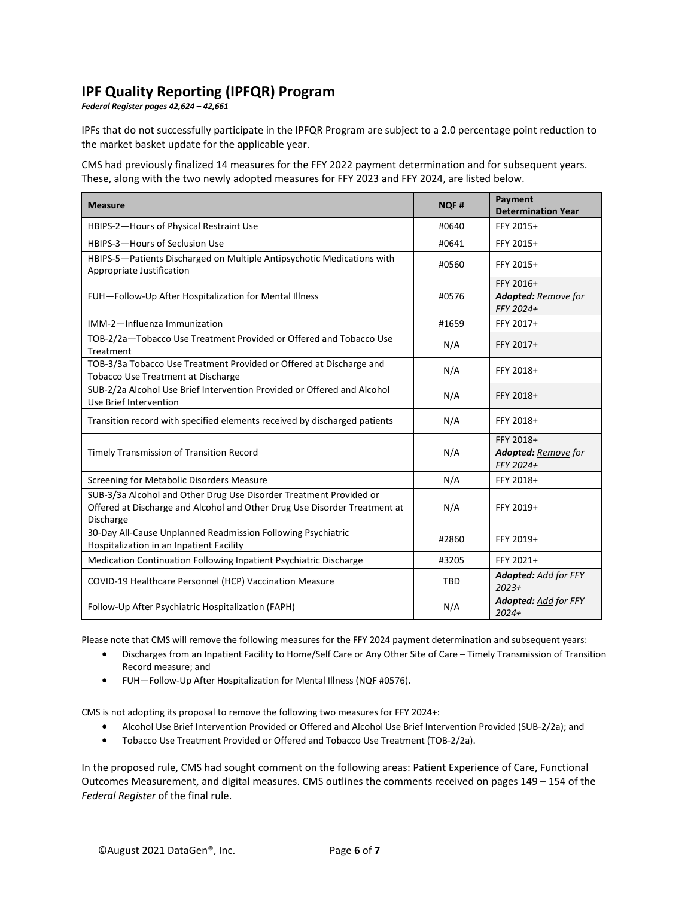## IPF Quality Reporting (IPFQR) Program

***Federal Register pages 42,624 – 42,661***

IPFs that do not successfully participate in the IPFQR Program are subject to a 2.0 percentage point reduction to the market basket update for the applicable year.

CMS had previously finalized 14 measures for the FFY 2022 payment determination and for subsequent years. These, along with the two newly adopted measures for FFY 2023 and FFY 2024, are listed below.

| Measure | NQF # | Payment Determination Year |
|---|---|---|
| HBIPS-2—Hours of Physical Restraint Use | #0640 | FFY 2015+ |
| HBIPS-3—Hours of Seclusion Use | #0641 | FFY 2015+ |
| HBIPS-5—Patients Discharged on Multiple Antipsychotic Medications with Appropriate Justification | #0560 | FFY 2015+ |
| FUH—Follow-Up After Hospitalization for Mental Illness | #0576 | FFY 2016+ ***Adopted:** Remove for FFY 2024+* |
| IMM-2—Influenza Immunization | #1659 | FFY 2017+ |
| TOB-2/2a—Tobacco Use Treatment Provided or Offered and Tobacco Use Treatment | N/A | FFY 2017+ |
| TOB-3/3a Tobacco Use Treatment Provided or Offered at Discharge and Tobacco Use Treatment at Discharge | N/A | FFY 2018+ |
| SUB-2/2a Alcohol Use Brief Intervention Provided or Offered and Alcohol Use Brief Intervention | N/A | FFY 2018+ |
| Transition record with specified elements received by discharged patients | N/A | FFY 2018+ |
| Timely Transmission of Transition Record | N/A | FFY 2018+ ***Adopted:** Remove for FFY 2024+* |
| Screening for Metabolic Disorders Measure | N/A | FFY 2018+ |
| SUB-3/3a Alcohol and Other Drug Use Disorder Treatment Provided or Offered at Discharge and Alcohol and Other Drug Use Disorder Treatment at Discharge | N/A | FFY 2019+ |
| 30-Day All-Cause Unplanned Readmission Following Psychiatric Hospitalization in an Inpatient Facility | #2860 | FFY 2019+ |
| Medication Continuation Following Inpatient Psychiatric Discharge | #3205 | FFY 2021+ |
| COVID-19 Healthcare Personnel (HCP) Vaccination Measure | TBD | ***Adopted:** Add for FFY 2023+* |
| Follow-Up After Psychiatric Hospitalization (FAPH) | N/A | ***Adopted:** Add for FFY 2024+* |

Please note that CMS will remove the following measures for the FFY 2024 payment determination and subsequent years:

- Discharges from an Inpatient Facility to Home/Self Care or Any Other Site of Care – Timely Transmission of Transition Record measure; and
- FUH—Follow-Up After Hospitalization for Mental Illness (NQF #0576).

CMS is not adopting its proposal to remove the following two measures for FFY 2024+:

- Alcohol Use Brief Intervention Provided or Offered and Alcohol Use Brief Intervention Provided (SUB-2/2a); and
- Tobacco Use Treatment Provided or Offered and Tobacco Use Treatment (TOB-2/2a).

In the proposed rule, CMS had sought comment on the following areas: Patient Experience of Care, Functional Outcomes Measurement, and digital measures. CMS outlines the comments received on pages 149 – 154 of the *Federal Register* of the final rule.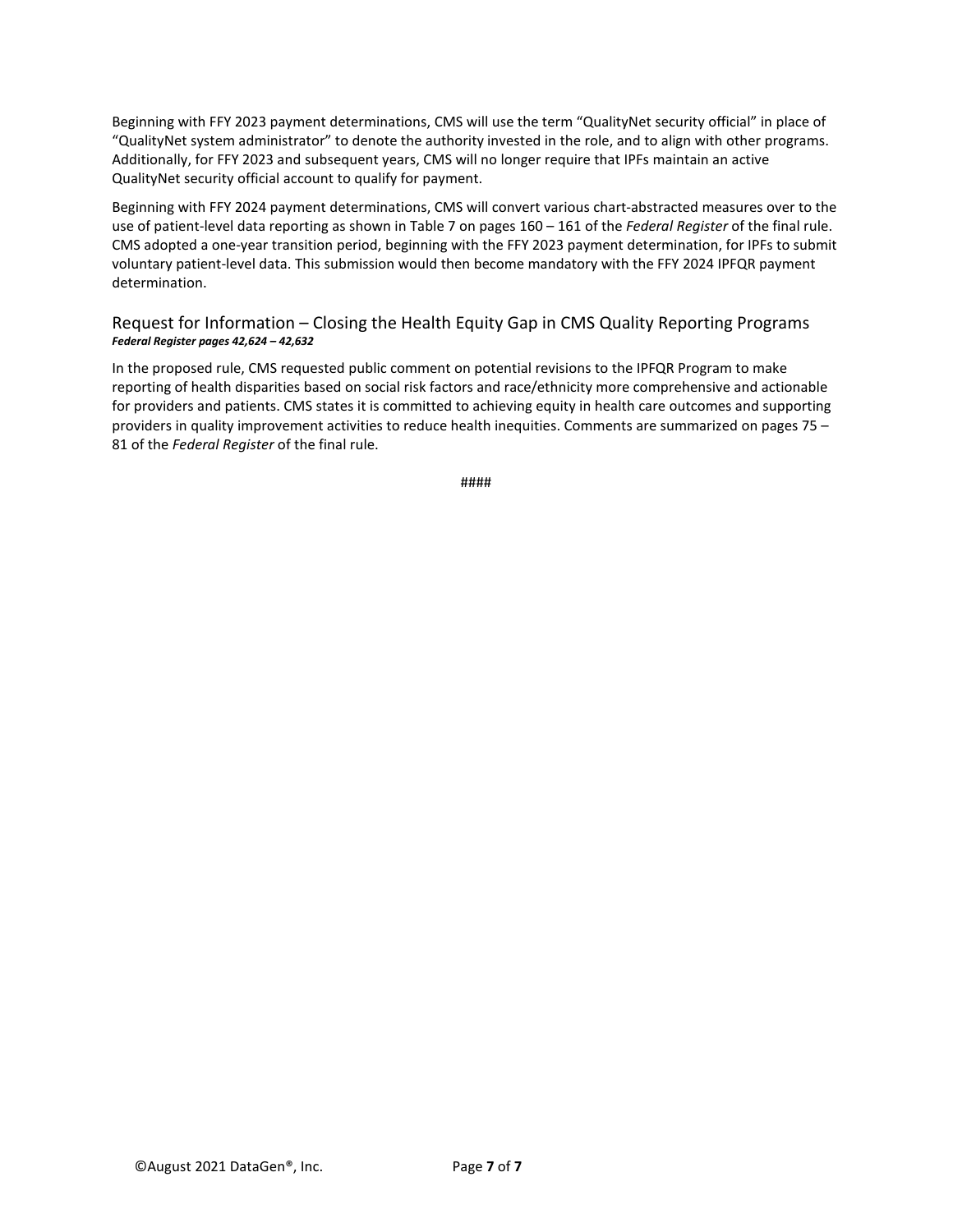Beginning with FFY 2023 payment determinations, CMS will use the term “QualityNet security official” in place of “QualityNet system administrator” to denote the authority invested in the role, and to align with other programs. Additionally, for FFY 2023 and subsequent years, CMS will no longer require that IPFs maintain an active QualityNet security official account to qualify for payment.

Beginning with FFY 2024 payment determinations, CMS will convert various chart-abstracted measures over to the use of patient-level data reporting as shown in Table 7 on pages 160 – 161 of the *Federal Register* of the final rule. CMS adopted a one-year transition period, beginning with the FFY 2023 payment determination, for IPFs to submit voluntary patient-level data. This submission would then become mandatory with the FFY 2024 IPFQR payment determination.

## Request for Information – Closing the Health Equity Gap in CMS Quality Reporting Programs

***Federal Register pages 42,624 – 42,632***

In the proposed rule, CMS requested public comment on potential revisions to the IPFQR Program to make reporting of health disparities based on social risk factors and race/ethnicity more comprehensive and actionable for providers and patients. CMS states it is committed to achieving equity in health care outcomes and supporting providers in quality improvement activities to reduce health inequities. Comments are summarized on pages 75 – 81 of the *Federal Register* of the final rule.

####

©August 2021 DataGen®, Inc.